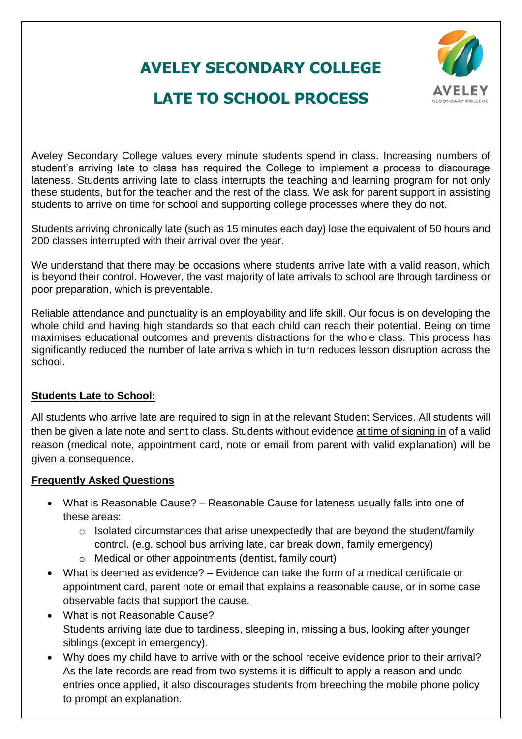# AVELEY SECONDARY COLLEGE

# LATE TO SCHOOL PROCESS

Aveley Secondary College values every minute students spend in class. Increasing numbers of student's arriving late to class has required the College to implement a process to discourage lateness. Students arriving late to class interrupts the teaching and learning program for not only these students, but for the teacher and the rest of the class. We ask for parent support in assisting students to arrive on time for school and supporting college processes where they do not.

Students arriving chronically late (such as 15 minutes each day) lose the equivalent of 50 hours and 200 classes interrupted with their arrival over the year.

We understand that there may be occasions where students arrive late with a valid reason, which is beyond their control. However, the vast majority of late arrivals to school are through tardiness or poor preparation, which is preventable.

Reliable attendance and punctuality is an employability and life skill. Our focus is on developing the whole child and having high standards so that each child can reach their potential. Being on time maximises educational outcomes and prevents distractions for the whole class. This process has significantly reduced the number of late arrivals which in turn reduces lesson disruption across the school.

## Students Late to School:

All students who arrive late are required to sign in at the relevant Student Services. All students will then be given a late note and sent to class. Students without evidence at time of signing in of a valid reason (medical note, appointment card, note or email from parent with valid explanation) will be given a consequence.

## Frequently Asked Questions

- What is Reasonable Cause? – Reasonable Cause for lateness usually falls into one of these areas:
  - Isolated circumstances that arise unexpectedly that are beyond the student/family control. (e.g. school bus arriving late, car break down, family emergency)
  - Medical or other appointments (dentist, family court)
- What is deemed as evidence? – Evidence can take the form of a medical certificate or appointment card, parent note or email that explains a reasonable cause, or in some case observable facts that support the cause.
- What is not Reasonable Cause?
  Students arriving late due to tardiness, sleeping in, missing a bus, looking after younger siblings (except in emergency).
- Why does my child have to arrive with or the school receive evidence prior to their arrival?
  As the late records are read from two systems it is difficult to apply a reason and undo entries once applied, it also discourages students from breeching the mobile phone policy to prompt an explanation.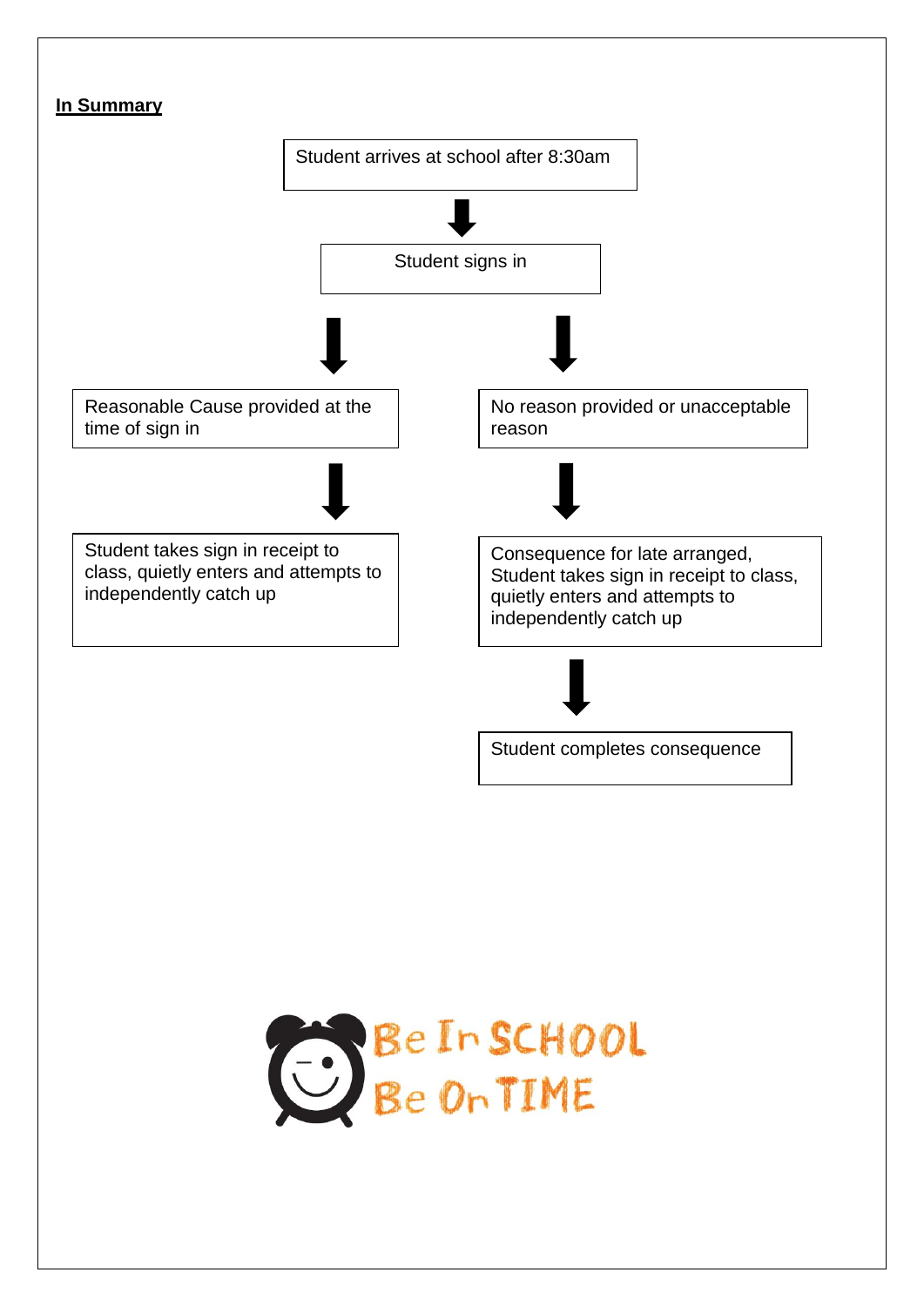**In Summary**

Student arrives at school after 8:30am

↓

Student signs in

↓

**If:** Reasonable Cause provided at the time of sign in

↓

Student takes sign in receipt to class, quietly enters and attempts to independently catch up

**If:** No reason provided or unacceptable reason

↓

Consequence for late arranged, Student takes sign in receipt to class, quietly enters and attempts to independently catch up

↓

Student completes consequence

Be In SCHOOL
Be On TIME